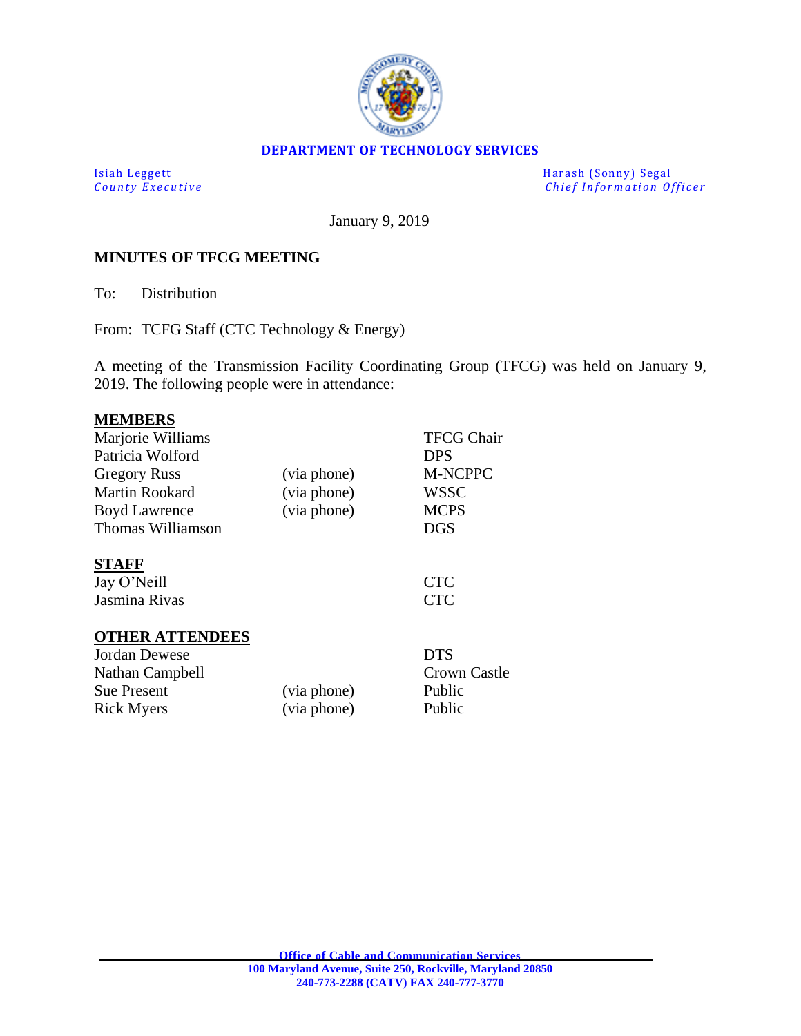**DEPARTMENT OF TECHNOLOGY SERVICES**

Isiah Leggett
*County Executive*

Harash (Sonny) Segal
*Chief Information Officer*

January 9, 2019

**MINUTES OF TFCG MEETING**

To: Distribution

From: TCFG Staff (CTC Technology & Energy)

A meeting of the Transmission Facility Coordinating Group (TFCG) was held on January 9, 2019. The following people were in attendance:

**MEMBERS**

| | | |
|---|---|---|
| Marjorie Williams | | TFCG Chair |
| Patricia Wolford | | DPS |
| Gregory Russ | (via phone) | M-NCPPC |
| Martin Rookard | (via phone) | WSSC |
| Boyd Lawrence | (via phone) | MCPS |
| Thomas Williamson | | DGS |

**STAFF**

| | | |
|---|---|---|
| Jay O'Neill | | CTC |
| Jasmina Rivas | | CTC |

**OTHER ATTENDEES**

| | | |
|---|---|---|
| Jordan Dewese | | DTS |
| Nathan Campbell | | Crown Castle |
| Sue Present | (via phone) | Public |
| Rick Myers | (via phone) | Public |

**Office of Cable and Communication Services**
**100 Maryland Avenue, Suite 250, Rockville, Maryland 20850**
**240-773-2288 (CATV) FAX 240-777-3770**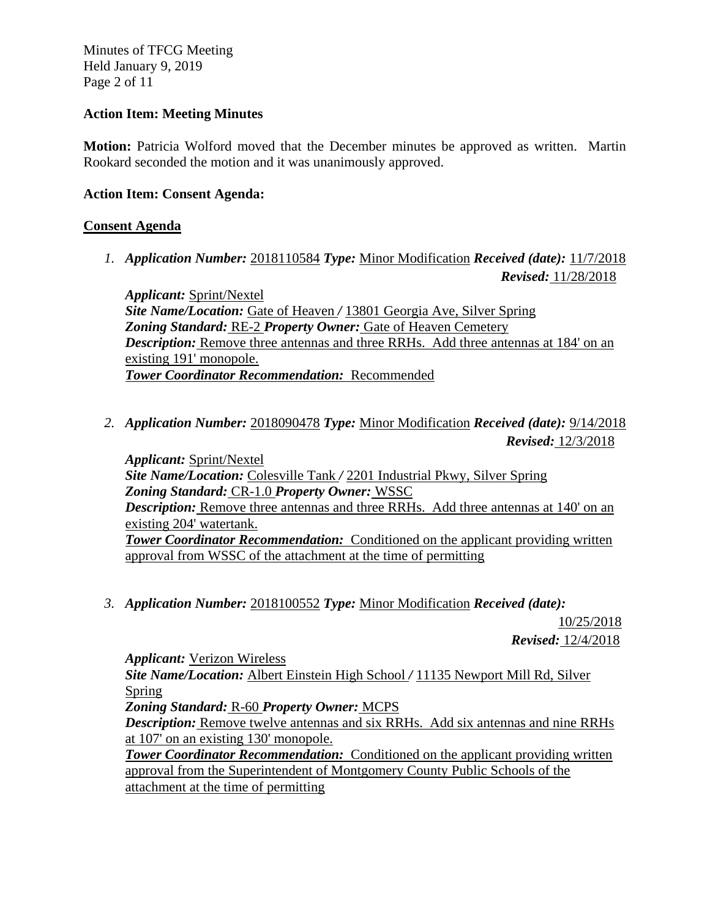**Action Item: Meeting Minutes**

**Motion:** Patricia Wolford moved that the December minutes be approved as written. Martin Rookard seconded the motion and it was unanimously approved.

**Action Item: Consent Agenda:**

**Consent Agenda**

1. ***Application Number:*** 2018110584 ***Type:*** Minor Modification ***Received (date):*** 11/7/2018 ***Revised:*** 11/28/2018

   ***Applicant:*** Sprint/Nextel
   ***Site Name/Location:*** Gate of Heaven / 13801 Georgia Ave, Silver Spring
   ***Zoning Standard:*** RE-2 ***Property Owner:*** Gate of Heaven Cemetery
   ***Description:*** Remove three antennas and three RRHs. Add three antennas at 184' on an existing 191' monopole.
   ***Tower Coordinator Recommendation:*** Recommended

2. ***Application Number:*** 2018090478 ***Type:*** Minor Modification ***Received (date):*** 9/14/2018 ***Revised:*** 12/3/2018

   ***Applicant:*** Sprint/Nextel
   ***Site Name/Location:*** Colesville Tank / 2201 Industrial Pkwy, Silver Spring
   ***Zoning Standard:*** CR-1.0 ***Property Owner:*** WSSC
   ***Description:*** Remove three antennas and three RRHs. Add three antennas at 140' on an existing 204' watertank.
   ***Tower Coordinator Recommendation:*** Conditioned on the applicant providing written approval from WSSC of the attachment at the time of permitting

3. ***Application Number:*** 2018100552 ***Type:*** Minor Modification ***Received (date):*** 10/25/2018 ***Revised:*** 12/4/2018

   ***Applicant:*** Verizon Wireless
   ***Site Name/Location:*** Albert Einstein High School / 11135 Newport Mill Rd, Silver Spring
   ***Zoning Standard:*** R-60 ***Property Owner:*** MCPS
   ***Description:*** Remove twelve antennas and six RRHs. Add six antennas and nine RRHs at 107' on an existing 130' monopole.
   ***Tower Coordinator Recommendation:*** Conditioned on the applicant providing written approval from the Superintendent of Montgomery County Public Schools of the attachment at the time of permitting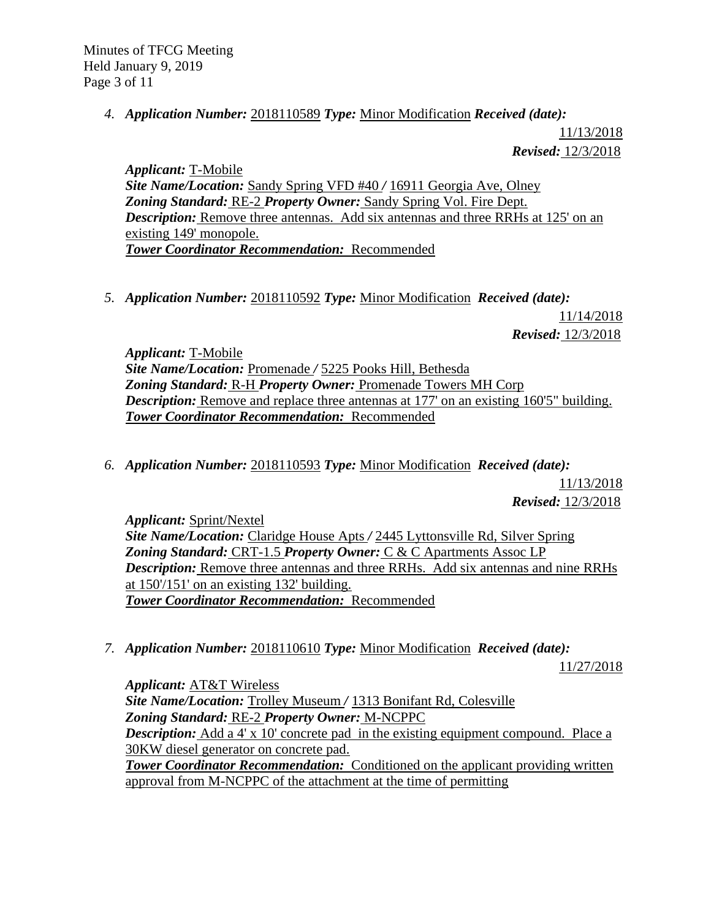4. ***Application Number:*** 2018110589 ***Type:*** Minor Modification ***Received (date):*** 11/13/2018 ***Revised:*** 12/3/2018

   ***Applicant:*** T-Mobile
   ***Site Name/Location:*** Sandy Spring VFD #40 / 16911 Georgia Ave, Olney
   ***Zoning Standard:*** RE-2 ***Property Owner:*** Sandy Spring Vol. Fire Dept.
   ***Description:*** Remove three antennas. Add six antennas and three RRHs at 125' on an existing 149' monopole.
   ***Tower Coordinator Recommendation:*** Recommended

5. ***Application Number:*** 2018110592 ***Type:*** Minor Modification ***Received (date):*** 11/14/2018 ***Revised:*** 12/3/2018

   ***Applicant:*** T-Mobile
   ***Site Name/Location:*** Promenade / 5225 Pooks Hill, Bethesda
   ***Zoning Standard:*** R-H ***Property Owner:*** Promenade Towers MH Corp
   ***Description:*** Remove and replace three antennas at 177' on an existing 160'5" building.
   ***Tower Coordinator Recommendation:*** Recommended

6. ***Application Number:*** 2018110593 ***Type:*** Minor Modification ***Received (date):*** 11/13/2018 ***Revised:*** 12/3/2018

   ***Applicant:*** Sprint/Nextel
   ***Site Name/Location:*** Claridge House Apts / 2445 Lyttonsville Rd, Silver Spring
   ***Zoning Standard:*** CRT-1.5 ***Property Owner:*** C & C Apartments Assoc LP
   ***Description:*** Remove three antennas and three RRHs. Add six antennas and nine RRHs at 150'/151' on an existing 132' building.
   ***Tower Coordinator Recommendation:*** Recommended

7. ***Application Number:*** 2018110610 ***Type:*** Minor Modification ***Received (date):*** 11/27/2018

   ***Applicant:*** AT&T Wireless
   ***Site Name/Location:*** Trolley Museum / 1313 Bonifant Rd, Colesville
   ***Zoning Standard:*** RE-2 ***Property Owner:*** M-NCPPC
   ***Description:*** Add a 4' x 10' concrete pad in the existing equipment compound. Place a 30KW diesel generator on concrete pad.
   ***Tower Coordinator Recommendation:*** Conditioned on the applicant providing written approval from M-NCPPC of the attachment at the time of permitting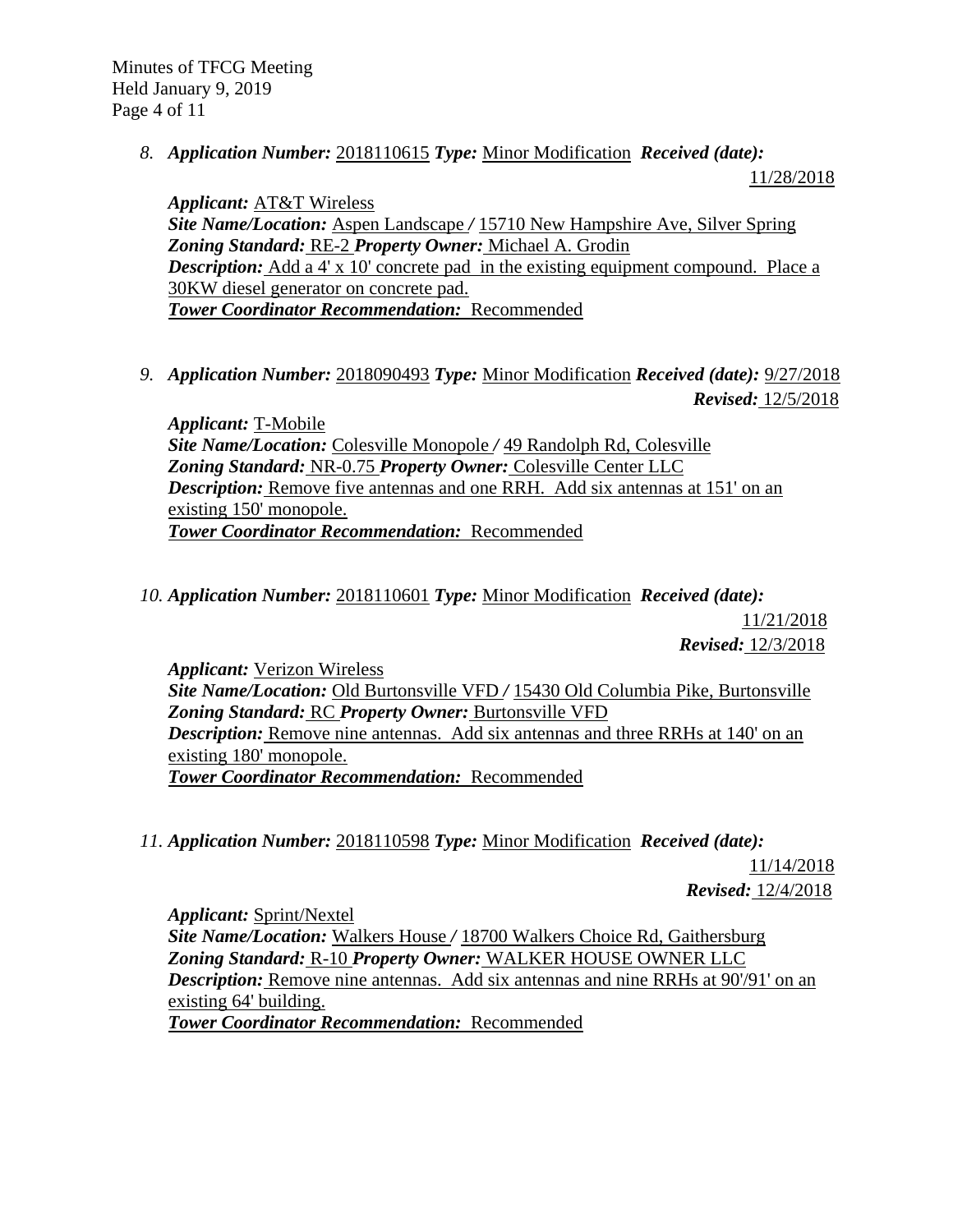8. ***Application Number:*** 2018110615 ***Type:*** Minor Modification ***Received (date):*** 11/28/2018

   ***Applicant:*** AT&T Wireless
   ***Site Name/Location:*** Aspen Landscape / 15710 New Hampshire Ave, Silver Spring
   ***Zoning Standard:*** RE-2 ***Property Owner:*** Michael A. Grodin
   ***Description:*** Add a 4' x 10' concrete pad in the existing equipment compound. Place a 30KW diesel generator on concrete pad.
   ***Tower Coordinator Recommendation:*** Recommended

9. ***Application Number:*** 2018090493 ***Type:*** Minor Modification ***Received (date):*** 9/27/2018
   ***Revised:*** 12/5/2018

   ***Applicant:*** T-Mobile
   ***Site Name/Location:*** Colesville Monopole / 49 Randolph Rd, Colesville
   ***Zoning Standard:*** NR-0.75 ***Property Owner:*** Colesville Center LLC
   ***Description:*** Remove five antennas and one RRH. Add six antennas at 151' on an existing 150' monopole.
   ***Tower Coordinator Recommendation:*** Recommended

10. ***Application Number:*** 2018110601 ***Type:*** Minor Modification ***Received (date):*** 11/21/2018
    ***Revised:*** 12/3/2018

    ***Applicant:*** Verizon Wireless
    ***Site Name/Location:*** Old Burtonsville VFD / 15430 Old Columbia Pike, Burtonsville
    ***Zoning Standard:*** RC ***Property Owner:*** Burtonsville VFD
    ***Description:*** Remove nine antennas. Add six antennas and three RRHs at 140' on an existing 180' monopole.
    ***Tower Coordinator Recommendation:*** Recommended

11. ***Application Number:*** 2018110598 ***Type:*** Minor Modification ***Received (date):*** 11/14/2018
    ***Revised:*** 12/4/2018

    ***Applicant:*** Sprint/Nextel
    ***Site Name/Location:*** Walkers House / 18700 Walkers Choice Rd, Gaithersburg
    ***Zoning Standard:*** R-10 ***Property Owner:*** WALKER HOUSE OWNER LLC
    ***Description:*** Remove nine antennas. Add six antennas and nine RRHs at 90'/91' on an existing 64' building.
    ***Tower Coordinator Recommendation:*** Recommended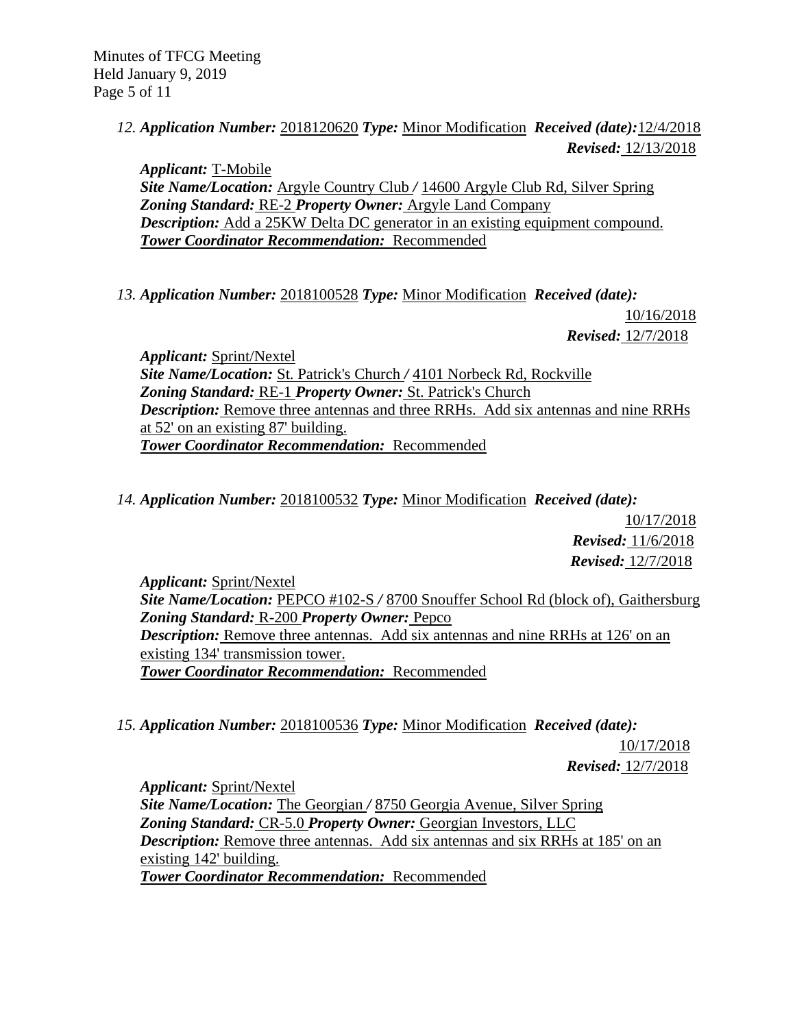12. ***Application Number:*** 2018120620 ***Type:*** Minor Modification ***Received (date):*** 12/4/2018
***Revised:*** 12/13/2018

***Applicant:*** T-Mobile
***Site Name/Location:*** Argyle Country Club / 14600 Argyle Club Rd, Silver Spring
***Zoning Standard:*** RE-2 ***Property Owner:*** Argyle Land Company
***Description:*** Add a 25KW Delta DC generator in an existing equipment compound.
***Tower Coordinator Recommendation:*** Recommended

13. ***Application Number:*** 2018100528 ***Type:*** Minor Modification ***Received (date):*** 10/16/2018
***Revised:*** 12/7/2018

***Applicant:*** Sprint/Nextel
***Site Name/Location:*** St. Patrick's Church / 4101 Norbeck Rd, Rockville
***Zoning Standard:*** RE-1 ***Property Owner:*** St. Patrick's Church
***Description:*** Remove three antennas and three RRHs. Add six antennas and nine RRHs at 52' on an existing 87' building.
***Tower Coordinator Recommendation:*** Recommended

14. ***Application Number:*** 2018100532 ***Type:*** Minor Modification ***Received (date):*** 10/17/2018
***Revised:*** 11/6/2018
***Revised:*** 12/7/2018

***Applicant:*** Sprint/Nextel
***Site Name/Location:*** PEPCO #102-S / 8700 Snouffer School Rd (block of), Gaithersburg
***Zoning Standard:*** R-200 ***Property Owner:*** Pepco
***Description:*** Remove three antennas. Add six antennas and nine RRHs at 126' on an existing 134' transmission tower.
***Tower Coordinator Recommendation:*** Recommended

15. ***Application Number:*** 2018100536 ***Type:*** Minor Modification ***Received (date):*** 10/17/2018
***Revised:*** 12/7/2018

***Applicant:*** Sprint/Nextel
***Site Name/Location:*** The Georgian / 8750 Georgia Avenue, Silver Spring
***Zoning Standard:*** CR-5.0 ***Property Owner:*** Georgian Investors, LLC
***Description:*** Remove three antennas. Add six antennas and six RRHs at 185' on an existing 142' building.
***Tower Coordinator Recommendation:*** Recommended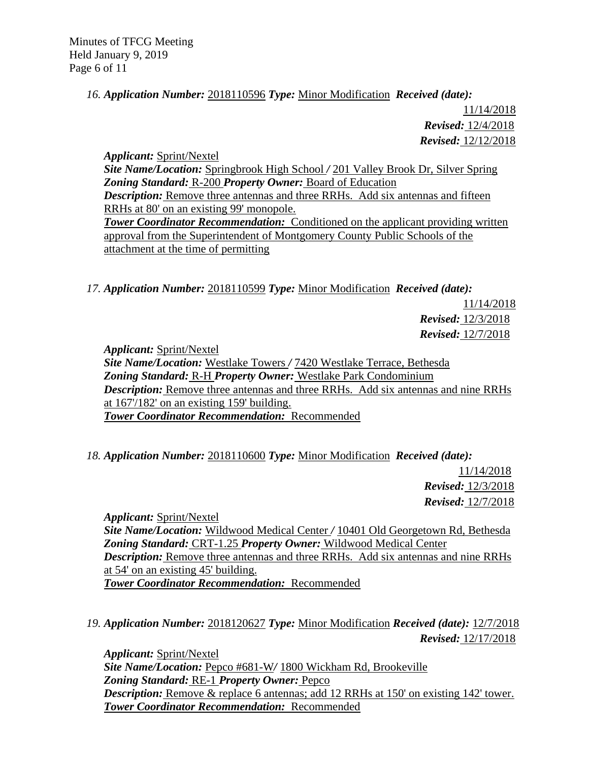*16. **Application Number:*** 2018110596 ***Type:*** Minor Modification ***Received (date):*** 11/14/2018
***Revised:*** 12/4/2018
***Revised:*** 12/12/2018

***Applicant:*** Sprint/Nextel
***Site Name/Location:*** Springbrook High School / 201 Valley Brook Dr, Silver Spring
***Zoning Standard:*** R-200 ***Property Owner:*** Board of Education
***Description:*** Remove three antennas and three RRHs. Add six antennas and fifteen RRHs at 80' on an existing 99' monopole.
***Tower Coordinator Recommendation:*** Conditioned on the applicant providing written approval from the Superintendent of Montgomery County Public Schools of the attachment at the time of permitting

*17. **Application Number:*** 2018110599 ***Type:*** Minor Modification ***Received (date):*** 11/14/2018
***Revised:*** 12/3/2018
***Revised:*** 12/7/2018

***Applicant:*** Sprint/Nextel
***Site Name/Location:*** Westlake Towers / 7420 Westlake Terrace, Bethesda
***Zoning Standard:*** R-H ***Property Owner:*** Westlake Park Condominium
***Description:*** Remove three antennas and three RRHs. Add six antennas and nine RRHs at 167'/182' on an existing 159' building.
***Tower Coordinator Recommendation:*** Recommended

*18. **Application Number:*** 2018110600 ***Type:*** Minor Modification ***Received (date):*** 11/14/2018
***Revised:*** 12/3/2018
***Revised:*** 12/7/2018

***Applicant:*** Sprint/Nextel
***Site Name/Location:*** Wildwood Medical Center / 10401 Old Georgetown Rd, Bethesda
***Zoning Standard:*** CRT-1.25 ***Property Owner:*** Wildwood Medical Center
***Description:*** Remove three antennas and three RRHs. Add six antennas and nine RRHs at 54' on an existing 45' building.
***Tower Coordinator Recommendation:*** Recommended

*19. **Application Number:*** 2018120627 ***Type:*** Minor Modification ***Received (date):*** 12/7/2018
***Revised:*** 12/17/2018

***Applicant:*** Sprint/Nextel
***Site Name/Location:*** Pepco #681-W/ 1800 Wickham Rd, Brookeville
***Zoning Standard:*** RE-1 ***Property Owner:*** Pepco
***Description:*** Remove & replace 6 antennas; add 12 RRHs at 150' on existing 142' tower.
***Tower Coordinator Recommendation:*** Recommended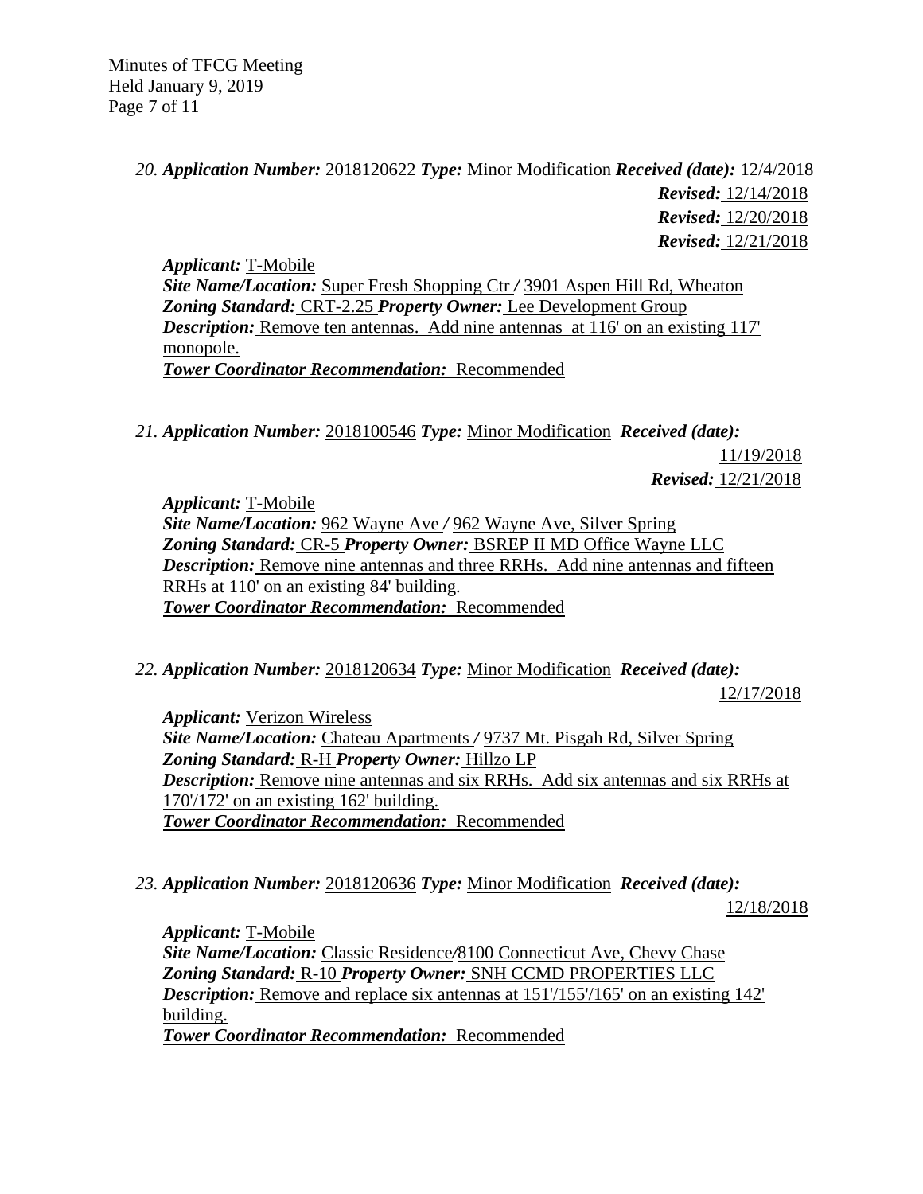*20. **Application Number:*** 2018120622 ***Type:*** Minor Modification ***Received (date):*** 12/4/2018
***Revised:*** 12/14/2018
***Revised:*** 12/20/2018
***Revised:*** 12/21/2018

***Applicant:*** T-Mobile
***Site Name/Location:*** Super Fresh Shopping Ctr / 3901 Aspen Hill Rd, Wheaton
***Zoning Standard:*** CRT-2.25 ***Property Owner:*** Lee Development Group
***Description:*** Remove ten antennas. Add nine antennas at 116' on an existing 117' monopole.
***Tower Coordinator Recommendation:*** Recommended

*21. **Application Number:*** 2018100546 ***Type:*** Minor Modification ***Received (date):*** 11/19/2018
***Revised:*** 12/21/2018

***Applicant:*** T-Mobile
***Site Name/Location:*** 962 Wayne Ave / 962 Wayne Ave, Silver Spring
***Zoning Standard:*** CR-5 ***Property Owner:*** BSREP II MD Office Wayne LLC
***Description:*** Remove nine antennas and three RRHs. Add nine antennas and fifteen RRHs at 110' on an existing 84' building.
***Tower Coordinator Recommendation:*** Recommended

*22. **Application Number:*** 2018120634 ***Type:*** Minor Modification ***Received (date):*** 12/17/2018

***Applicant:*** Verizon Wireless
***Site Name/Location:*** Chateau Apartments / 9737 Mt. Pisgah Rd, Silver Spring
***Zoning Standard:*** R-H ***Property Owner:*** Hillzo LP
***Description:*** Remove nine antennas and six RRHs. Add six antennas and six RRHs at 170'/172' on an existing 162' building.
***Tower Coordinator Recommendation:*** Recommended

*23. **Application Number:*** 2018120636 ***Type:*** Minor Modification ***Received (date):*** 12/18/2018

***Applicant:*** T-Mobile
***Site Name/Location:*** Classic Residence/8100 Connecticut Ave, Chevy Chase
***Zoning Standard:*** R-10 ***Property Owner:*** SNH CCMD PROPERTIES LLC
***Description:*** Remove and replace six antennas at 151'/155'/165' on an existing 142' building.
***Tower Coordinator Recommendation:*** Recommended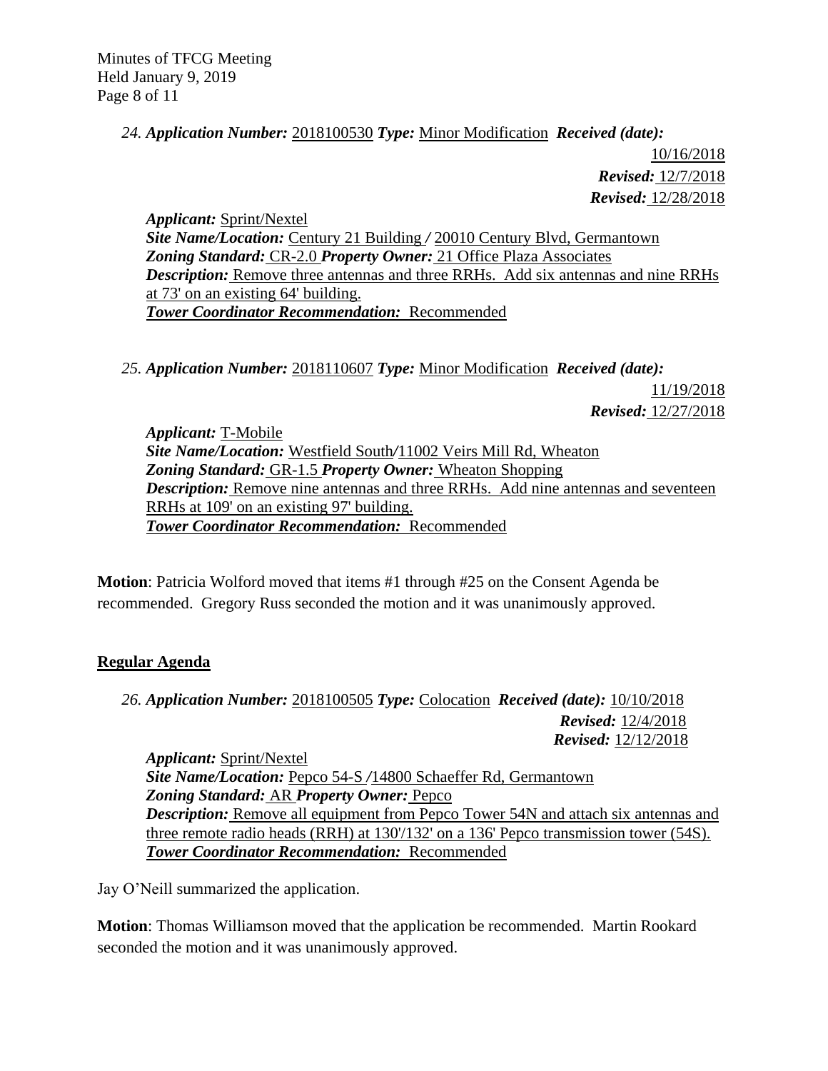*24. **Application Number:*** 2018100530 ***Type:*** Minor Modification ***Received (date):*** 10/16/2018
***Revised:*** 12/7/2018
***Revised:*** 12/28/2018

***Applicant:*** Sprint/Nextel
***Site Name/Location:*** Century 21 Building / 20010 Century Blvd, Germantown
***Zoning Standard:*** CR-2.0 ***Property Owner:*** 21 Office Plaza Associates
***Description:*** Remove three antennas and three RRHs. Add six antennas and nine RRHs at 73' on an existing 64' building.
***Tower Coordinator Recommendation:*** Recommended

*25. **Application Number:*** 2018110607 ***Type:*** Minor Modification ***Received (date):*** 11/19/2018
***Revised:*** 12/27/2018

***Applicant:*** T-Mobile
***Site Name/Location:*** Westfield South/11002 Veirs Mill Rd, Wheaton
***Zoning Standard:*** GR-1.5 ***Property Owner:*** Wheaton Shopping
***Description:*** Remove nine antennas and three RRHs. Add nine antennas and seventeen RRHs at 109' on an existing 97' building.
***Tower Coordinator Recommendation:*** Recommended

**Motion**: Patricia Wolford moved that items #1 through #25 on the Consent Agenda be recommended. Gregory Russ seconded the motion and it was unanimously approved.

## Regular Agenda

*26. **Application Number:*** 2018100505 ***Type:*** Colocation ***Received (date):*** 10/10/2018
***Revised:*** 12/4/2018
***Revised:*** 12/12/2018

***Applicant:*** Sprint/Nextel
***Site Name/Location:*** Pepco 54-S /14800 Schaeffer Rd, Germantown
***Zoning Standard:*** AR ***Property Owner:*** Pepco
***Description:*** Remove all equipment from Pepco Tower 54N and attach six antennas and three remote radio heads (RRH) at 130'/132' on a 136' Pepco transmission tower (54S).
***Tower Coordinator Recommendation:*** Recommended

Jay O'Neill summarized the application.

**Motion**: Thomas Williamson moved that the application be recommended. Martin Rookard seconded the motion and it was unanimously approved.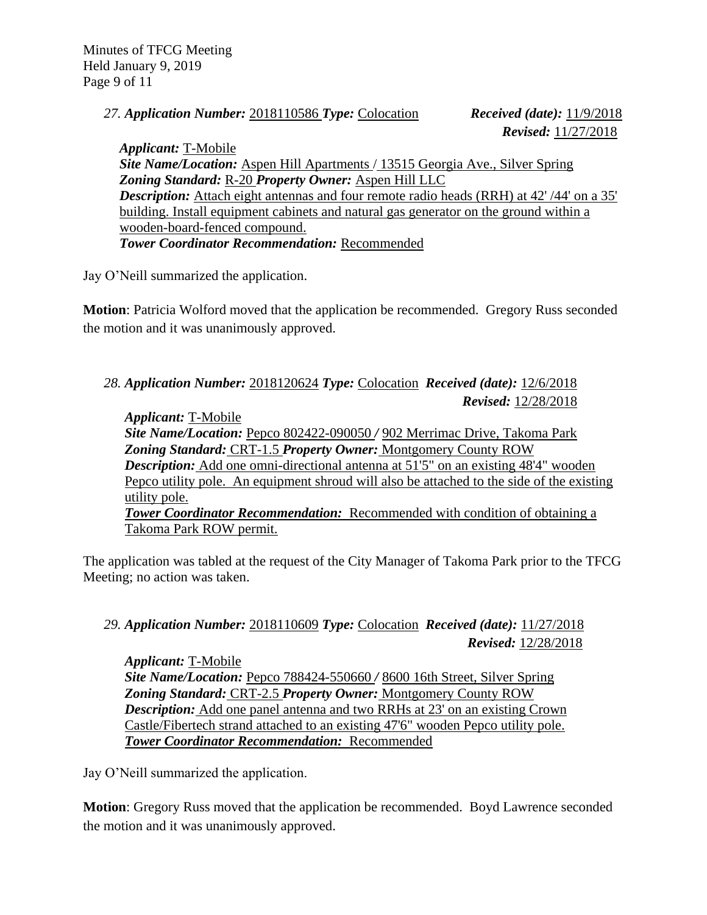*27.* ***Application Number:*** 2018110586 ***Type:*** Colocation ***Received (date):*** 11/9/2018
***Revised:*** 11/27/2018

***Applicant:*** T-Mobile
***Site Name/Location:*** Aspen Hill Apartments / 13515 Georgia Ave., Silver Spring
***Zoning Standard:*** R-20 ***Property Owner:*** Aspen Hill LLC
***Description:*** Attach eight antennas and four remote radio heads (RRH) at 42' /44' on a 35' building. Install equipment cabinets and natural gas generator on the ground within a wooden-board-fenced compound.
***Tower Coordinator Recommendation:*** Recommended

Jay O'Neill summarized the application.

**Motion**: Patricia Wolford moved that the application be recommended. Gregory Russ seconded the motion and it was unanimously approved.

*28.* ***Application Number:*** 2018120624 ***Type:*** Colocation ***Received (date):*** 12/6/2018
***Revised:*** 12/28/2018

***Applicant:*** T-Mobile
***Site Name/Location:*** Pepco 802422-090050 */* 902 Merrimac Drive, Takoma Park
***Zoning Standard:*** CRT-1.5 ***Property Owner:*** Montgomery County ROW
***Description:*** Add one omni-directional antenna at 51'5" on an existing 48'4" wooden Pepco utility pole. An equipment shroud will also be attached to the side of the existing utility pole.
***Tower Coordinator Recommendation:*** Recommended with condition of obtaining a Takoma Park ROW permit.

The application was tabled at the request of the City Manager of Takoma Park prior to the TFCG Meeting; no action was taken.

*29.* ***Application Number:*** 2018110609 ***Type:*** Colocation ***Received (date):*** 11/27/2018
***Revised:*** 12/28/2018

***Applicant:*** T-Mobile
***Site Name/Location:*** Pepco 788424-550660 */* 8600 16th Street, Silver Spring
***Zoning Standard:*** CRT-2.5 ***Property Owner:*** Montgomery County ROW
***Description:*** Add one panel antenna and two RRHs at 23' on an existing Crown Castle/Fibertech strand attached to an existing 47'6" wooden Pepco utility pole.
***Tower Coordinator Recommendation:*** Recommended

Jay O'Neill summarized the application.

**Motion**: Gregory Russ moved that the application be recommended. Boyd Lawrence seconded the motion and it was unanimously approved.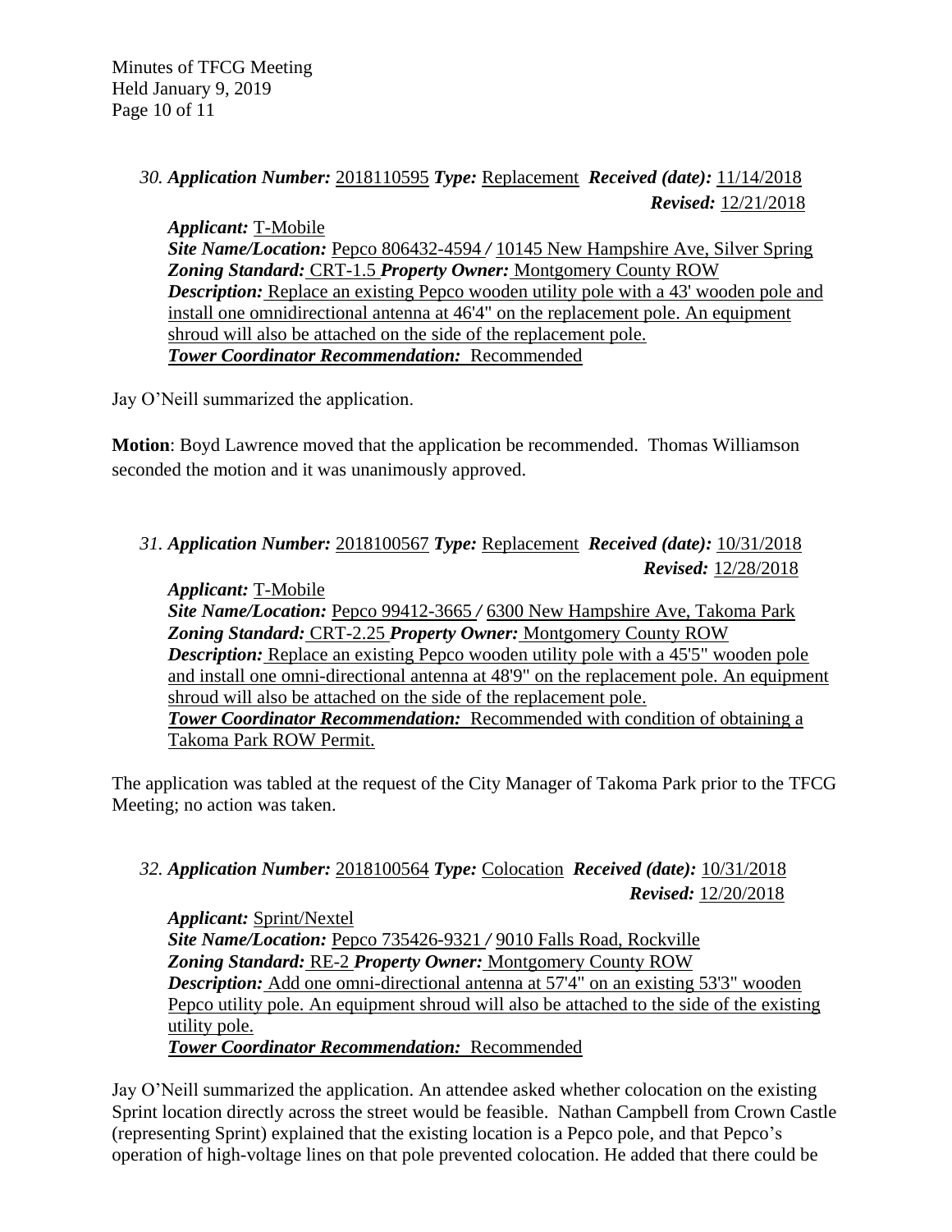*30.* ***Application Number:*** 2018110595 ***Type:*** Replacement ***Received (date):*** 11/14/2018
***Revised:*** 12/21/2018

***Applicant:*** T-Mobile
***Site Name/Location:*** Pepco 806432-4594 / 10145 New Hampshire Ave, Silver Spring
***Zoning Standard:*** CRT-1.5 ***Property Owner:*** Montgomery County ROW
***Description:*** Replace an existing Pepco wooden utility pole with a 43' wooden pole and install one omnidirectional antenna at 46'4" on the replacement pole. An equipment shroud will also be attached on the side of the replacement pole.
***Tower Coordinator Recommendation:*** Recommended

Jay O'Neill summarized the application.

**Motion**: Boyd Lawrence moved that the application be recommended. Thomas Williamson seconded the motion and it was unanimously approved.

*31.* ***Application Number:*** 2018100567 ***Type:*** Replacement ***Received (date):*** 10/31/2018
***Revised:*** 12/28/2018

***Applicant:*** T-Mobile
***Site Name/Location:*** Pepco 99412-3665 / 6300 New Hampshire Ave, Takoma Park
***Zoning Standard:*** CRT-2.25 ***Property Owner:*** Montgomery County ROW
***Description:*** Replace an existing Pepco wooden utility pole with a 45'5" wooden pole and install one omni-directional antenna at 48'9" on the replacement pole. An equipment shroud will also be attached on the side of the replacement pole.
***Tower Coordinator Recommendation:*** Recommended with condition of obtaining a Takoma Park ROW Permit.

The application was tabled at the request of the City Manager of Takoma Park prior to the TFCG Meeting; no action was taken.

*32.* ***Application Number:*** 2018100564 ***Type:*** Colocation ***Received (date):*** 10/31/2018
***Revised:*** 12/20/2018

***Applicant:*** Sprint/Nextel
***Site Name/Location:*** Pepco 735426-9321 / 9010 Falls Road, Rockville
***Zoning Standard:*** RE-2 ***Property Owner:*** Montgomery County ROW
***Description:*** Add one omni-directional antenna at 57'4" on an existing 53'3" wooden Pepco utility pole. An equipment shroud will also be attached to the side of the existing utility pole.
***Tower Coordinator Recommendation:*** Recommended

Jay O'Neill summarized the application. An attendee asked whether colocation on the existing Sprint location directly across the street would be feasible. Nathan Campbell from Crown Castle (representing Sprint) explained that the existing location is a Pepco pole, and that Pepco's operation of high-voltage lines on that pole prevented colocation. He added that there could be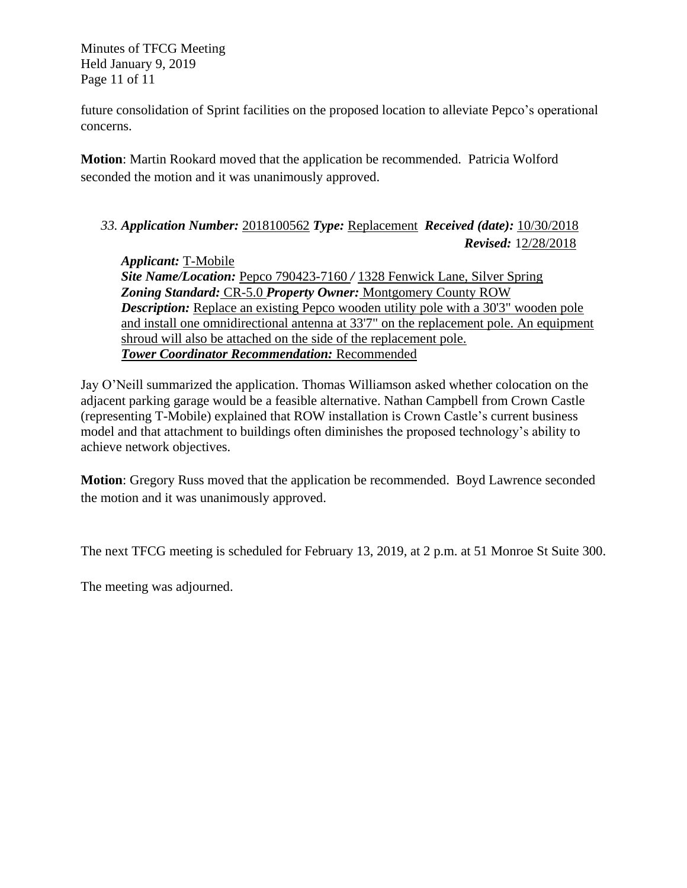future consolidation of Sprint facilities on the proposed location to alleviate Pepco's operational concerns.

**Motion**: Martin Rookard moved that the application be recommended. Patricia Wolford seconded the motion and it was unanimously approved.

33. ***Application Number:*** 2018100562 ***Type:*** Replacement ***Received (date):*** 10/30/2018 ***Revised:*** 12/28/2018

***Applicant:*** T-Mobile
***Site Name/Location:*** Pepco 790423-7160 / 1328 Fenwick Lane, Silver Spring
***Zoning Standard:*** CR-5.0 ***Property Owner:*** Montgomery County ROW
***Description:*** Replace an existing Pepco wooden utility pole with a 30'3" wooden pole and install one omnidirectional antenna at 33'7" on the replacement pole. An equipment shroud will also be attached on the side of the replacement pole.
***Tower Coordinator Recommendation:*** Recommended

Jay O'Neill summarized the application. Thomas Williamson asked whether colocation on the adjacent parking garage would be a feasible alternative. Nathan Campbell from Crown Castle (representing T-Mobile) explained that ROW installation is Crown Castle's current business model and that attachment to buildings often diminishes the proposed technology's ability to achieve network objectives.

**Motion**: Gregory Russ moved that the application be recommended. Boyd Lawrence seconded the motion and it was unanimously approved.

The next TFCG meeting is scheduled for February 13, 2019, at 2 p.m. at 51 Monroe St Suite 300.

The meeting was adjourned.